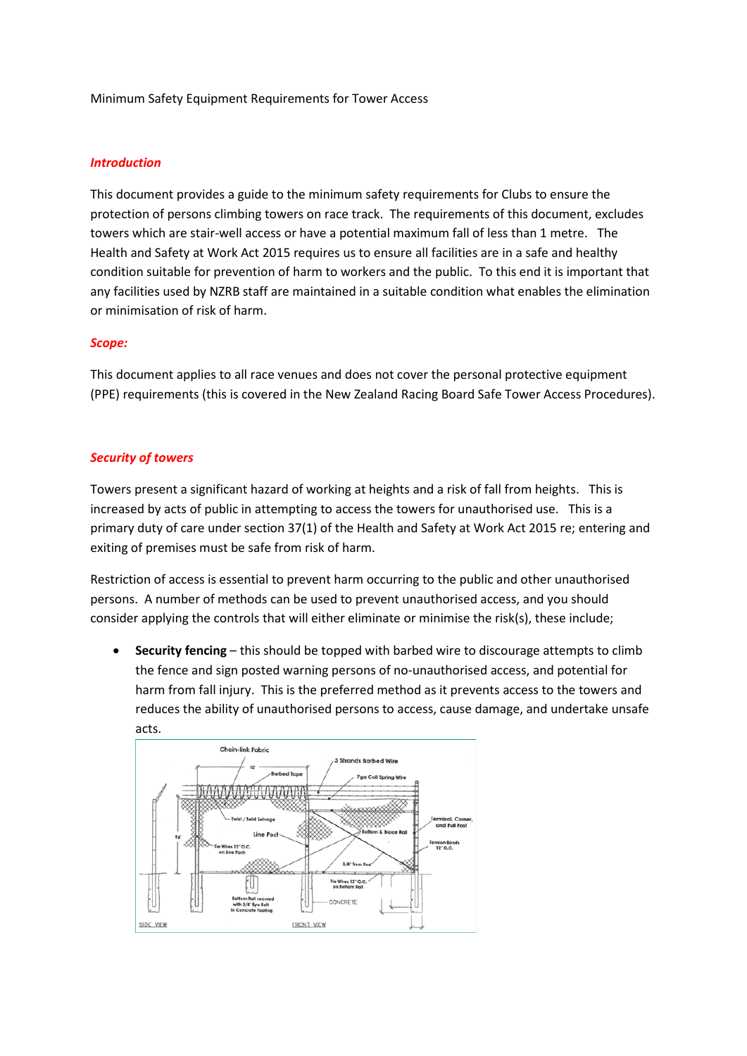Minimum Safety Equipment Requirements for Tower Access

## *Introduction*

This document provides a guide to the minimum safety requirements for Clubs to ensure the protection of persons climbing towers on race track. The requirements of this document, excludes towers which are stair-well access or have a potential maximum fall of less than 1 metre. The Health and Safety at Work Act 2015 requires us to ensure all facilities are in a safe and healthy condition suitable for prevention of harm to workers and the public. To this end it is important that any facilities used by NZRB staff are maintained in a suitable condition what enables the elimination or minimisation of risk of harm.

## *Scope:*

This document applies to all race venues and does not cover the personal protective equipment (PPE) requirements (this is covered in the New Zealand Racing Board Safe Tower Access Procedures).

## *Security of towers*

Towers present a significant hazard of working at heights and a risk of fall from heights. This is increased by acts of public in attempting to access the towers for unauthorised use. This is a primary duty of care under section 37(1) of the Health and Safety at Work Act 2015 re; entering and exiting of premises must be safe from risk of harm.

Restriction of access is essential to prevent harm occurring to the public and other unauthorised persons. A number of methods can be used to prevent unauthorised access, and you should consider applying the controls that will either eliminate or minimise the risk(s), these include;

- **Security fencing** – this should be topped with barbed wire to discourage attempts to climb the fence and sign posted warning persons of no-unauthorised access, and potential for harm from fall injury. This is the preferred method as it prevents access to the towers and reduces the ability of unauthorised persons to access, cause damage, and undertake unsafe acts.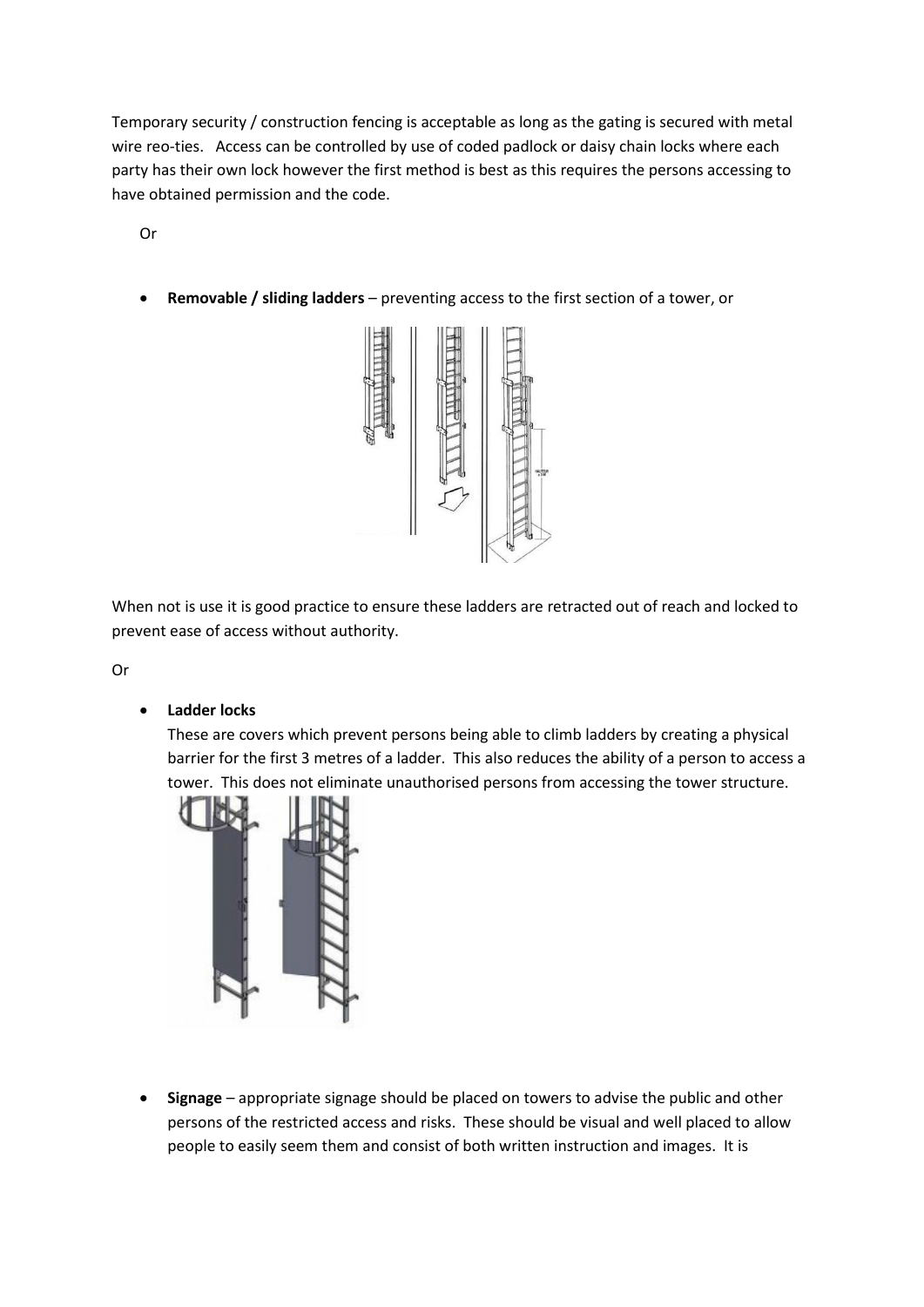Temporary security / construction fencing is acceptable as long as the gating is secured with metal wire reo-ties. Access can be controlled by use of coded padlock or daisy chain locks where each party has their own lock however the first method is best as this requires the persons accessing to have obtained permission and the code.

Or

- **Removable / sliding ladders** – preventing access to the first section of a tower, or

When not is use it is good practice to ensure these ladders are retracted out of reach and locked to prevent ease of access without authority.

Or

- **Ladder locks**
  These are covers which prevent persons being able to climb ladders by creating a physical barrier for the first 3 metres of a ladder. This also reduces the ability of a person to access a tower. This does not eliminate unauthorised persons from accessing the tower structure.

- **Signage** – appropriate signage should be placed on towers to advise the public and other persons of the restricted access and risks. These should be visual and well placed to allow people to easily seem them and consist of both written instruction and images. It is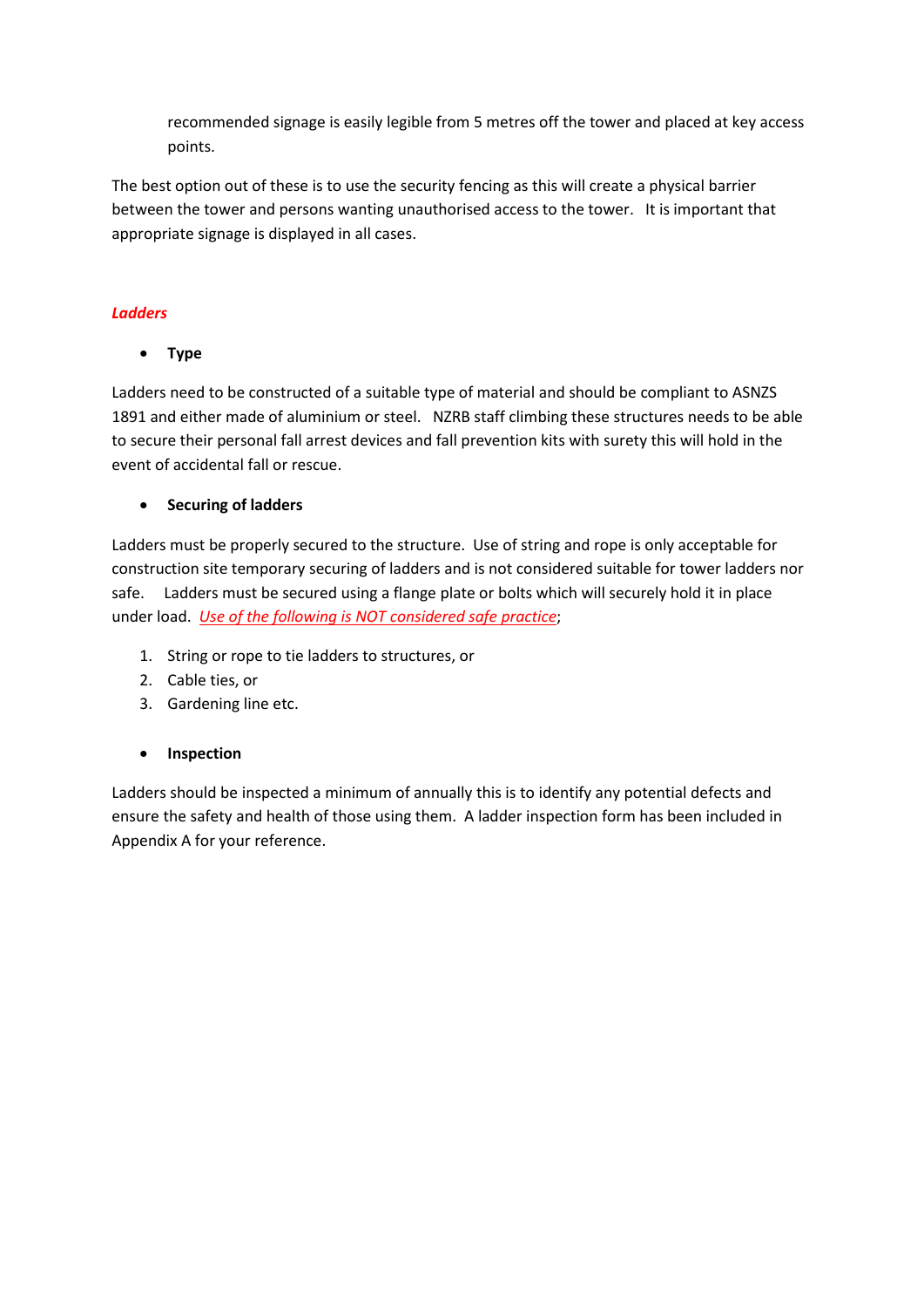recommended signage is easily legible from 5 metres off the tower and placed at key access points.

The best option out of these is to use the security fencing as this will create a physical barrier between the tower and persons wanting unauthorised access to the tower. It is important that appropriate signage is displayed in all cases.

## *Ladders*

- **Type**

Ladders need to be constructed of a suitable type of material and should be compliant to ASNZS 1891 and either made of aluminium or steel. NZRB staff climbing these structures needs to be able to secure their personal fall arrest devices and fall prevention kits with surety this will hold in the event of accidental fall or rescue.

- **Securing of ladders**

Ladders must be properly secured to the structure. Use of string and rope is only acceptable for construction site temporary securing of ladders and is not considered suitable for tower ladders nor safe. Ladders must be secured using a flange plate or bolts which will securely hold it in place under load. *Use of the following is NOT considered safe practice*;

1. String or rope to tie ladders to structures, or
2. Cable ties, or
3. Gardening line etc.

- **Inspection**

Ladders should be inspected a minimum of annually this is to identify any potential defects and ensure the safety and health of those using them. A ladder inspection form has been included in Appendix A for your reference.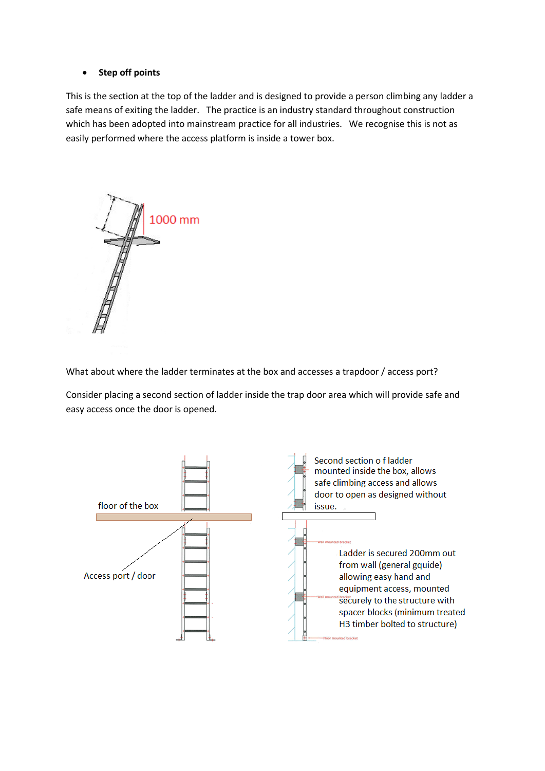- **Step off points**

This is the section at the top of the ladder and is designed to provide a person climbing any ladder a safe means of exiting the ladder. The practice is an industry standard throughout construction which has been adopted into mainstream practice for all industries. We recognise this is not as easily performed where the access platform is inside a tower box.

1000 mm

What about where the ladder terminates at the box and accesses a trapdoor / access port?

Consider placing a second section of ladder inside the trap door area which will provide safe and easy access once the door is opened.

floor of the box

Access port / door

Second section o f ladder mounted inside the box, allows safe climbing access and allows door to open as designed without issue.

Ladder is secured 200mm out from wall (general gquide) allowing easy hand and equipment access, mounted securely to the structure with spacer blocks (minimum treated H3 timber bolted to structure)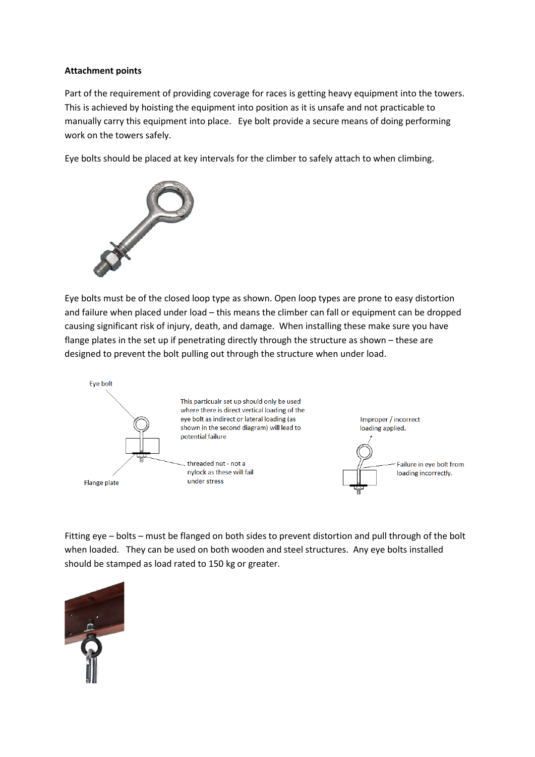**Attachment points**

Part of the requirement of providing coverage for races is getting heavy equipment into the towers. This is achieved by hoisting the equipment into position as it is unsafe and not practicable to manually carry this equipment into place. Eye bolt provide a secure means of doing performing work on the towers safely.

Eye bolts should be placed at key intervals for the climber to safely attach to when climbing.

Eye bolts must be of the closed loop type as shown. Open loop types are prone to easy distortion and failure when placed under load – this means the climber can fall or equipment can be dropped causing significant risk of injury, death, and damage. When installing these make sure you have flange plates in the set up if penetrating directly through the structure as shown – these are designed to prevent the bolt pulling out through the structure when under load.

Eye bolt

This particualr set up should only be used where there is direct vertical loading of the eye bolt as indirect or lateral loading (as shown in the second diagram) will lead to potential failure

Improper / incorrect loading applied.

threaded nut - not a nylock as these will fail under stress

Failure in eye bolt from loading incorrectly.

Flange plate

Fitting eye – bolts – must be flanged on both sides to prevent distortion and pull through of the bolt when loaded. They can be used on both wooden and steel structures. Any eye bolts installed should be stamped as load rated to 150 kg or greater.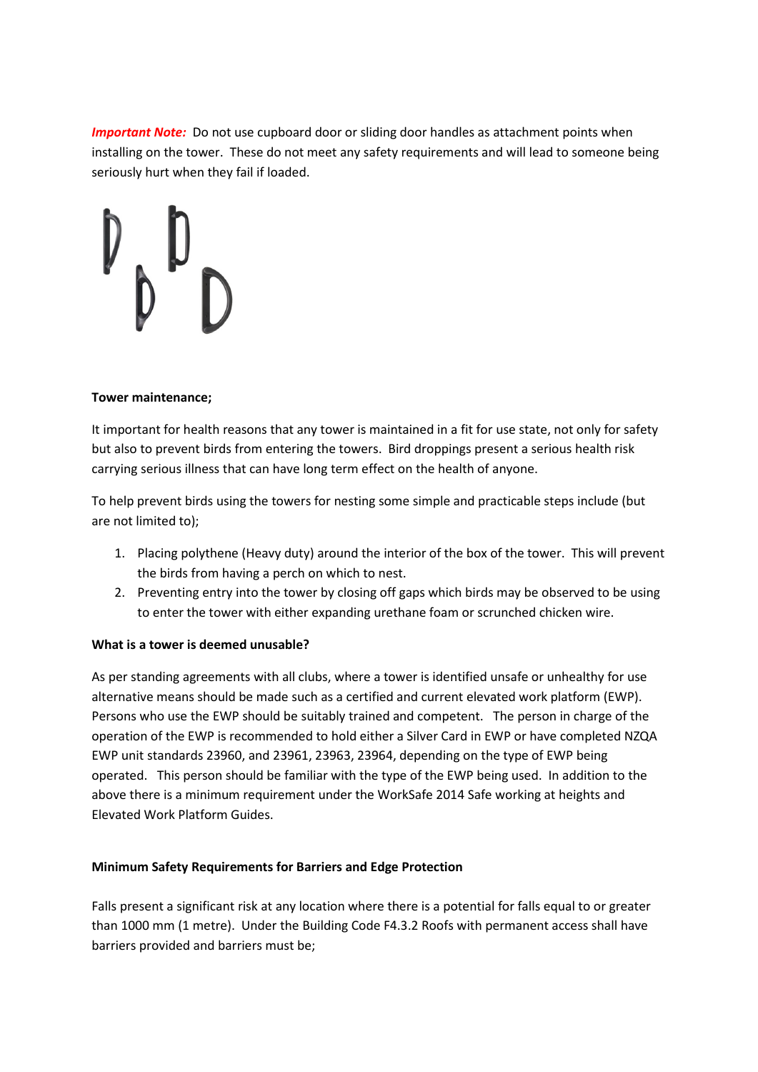***Important Note:*** Do not use cupboard door or sliding door handles as attachment points when installing on the tower. These do not meet any safety requirements and will lead to someone being seriously hurt when they fail if loaded.

**Tower maintenance;**

It important for health reasons that any tower is maintained in a fit for use state, not only for safety but also to prevent birds from entering the towers. Bird droppings present a serious health risk carrying serious illness that can have long term effect on the health of anyone.

To help prevent birds using the towers for nesting some simple and practicable steps include (but are not limited to);

1. Placing polythene (Heavy duty) around the interior of the box of the tower. This will prevent the birds from having a perch on which to nest.
2. Preventing entry into the tower by closing off gaps which birds may be observed to be using to enter the tower with either expanding urethane foam or scrunched chicken wire.

**What is a tower is deemed unusable?**

As per standing agreements with all clubs, where a tower is identified unsafe or unhealthy for use alternative means should be made such as a certified and current elevated work platform (EWP). Persons who use the EWP should be suitably trained and competent. The person in charge of the operation of the EWP is recommended to hold either a Silver Card in EWP or have completed NZQA EWP unit standards 23960, and 23961, 23963, 23964, depending on the type of EWP being operated. This person should be familiar with the type of the EWP being used. In addition to the above there is a minimum requirement under the WorkSafe 2014 Safe working at heights and Elevated Work Platform Guides.

**Minimum Safety Requirements for Barriers and Edge Protection**

Falls present a significant risk at any location where there is a potential for falls equal to or greater than 1000 mm (1 metre). Under the Building Code F4.3.2 Roofs with permanent access shall have barriers provided and barriers must be;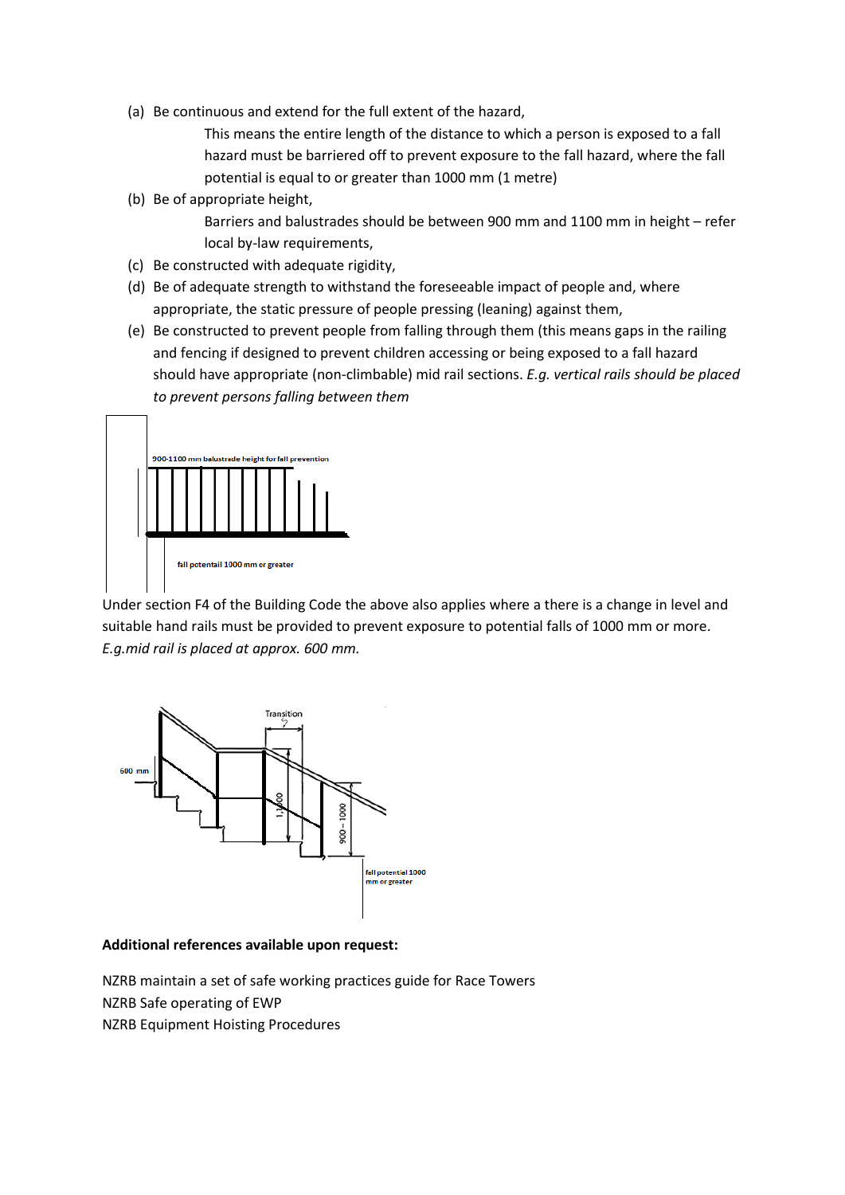(a) Be continuous and extend for the full extent of the hazard,

This means the entire length of the distance to which a person is exposed to a fall hazard must be barriered off to prevent exposure to the fall hazard, where the fall potential is equal to or greater than 1000 mm (1 metre)

(b) Be of appropriate height,

Barriers and balustrades should be between 900 mm and 1100 mm in height – refer local by-law requirements,

(c) Be constructed with adequate rigidity,

(d) Be of adequate strength to withstand the foreseeable impact of people and, where appropriate, the static pressure of people pressing (leaning) against them,

(e) Be constructed to prevent people from falling through them (this means gaps in the railing and fencing if designed to prevent children accessing or being exposed to a fall hazard should have appropriate (non-climbable) mid rail sections. *E.g. vertical rails should be placed to prevent persons falling between them*

900-1100 mm balustrade height for fall prevention

fall potentail 1000 mm or greater

Under section F4 of the Building Code the above also applies where a there is a change in level and suitable hand rails must be provided to prevent exposure to potential falls of 1000 mm or more. *E.g.mid rail is placed at approx. 600 mm.*

Transition

600 mm

1,000

900 - 1000

fall potential 1000 mm or greater

**Additional references available upon request:**

NZRB maintain a set of safe working practices guide for Race Towers

NZRB Safe operating of EWP

NZRB Equipment Hoisting Procedures